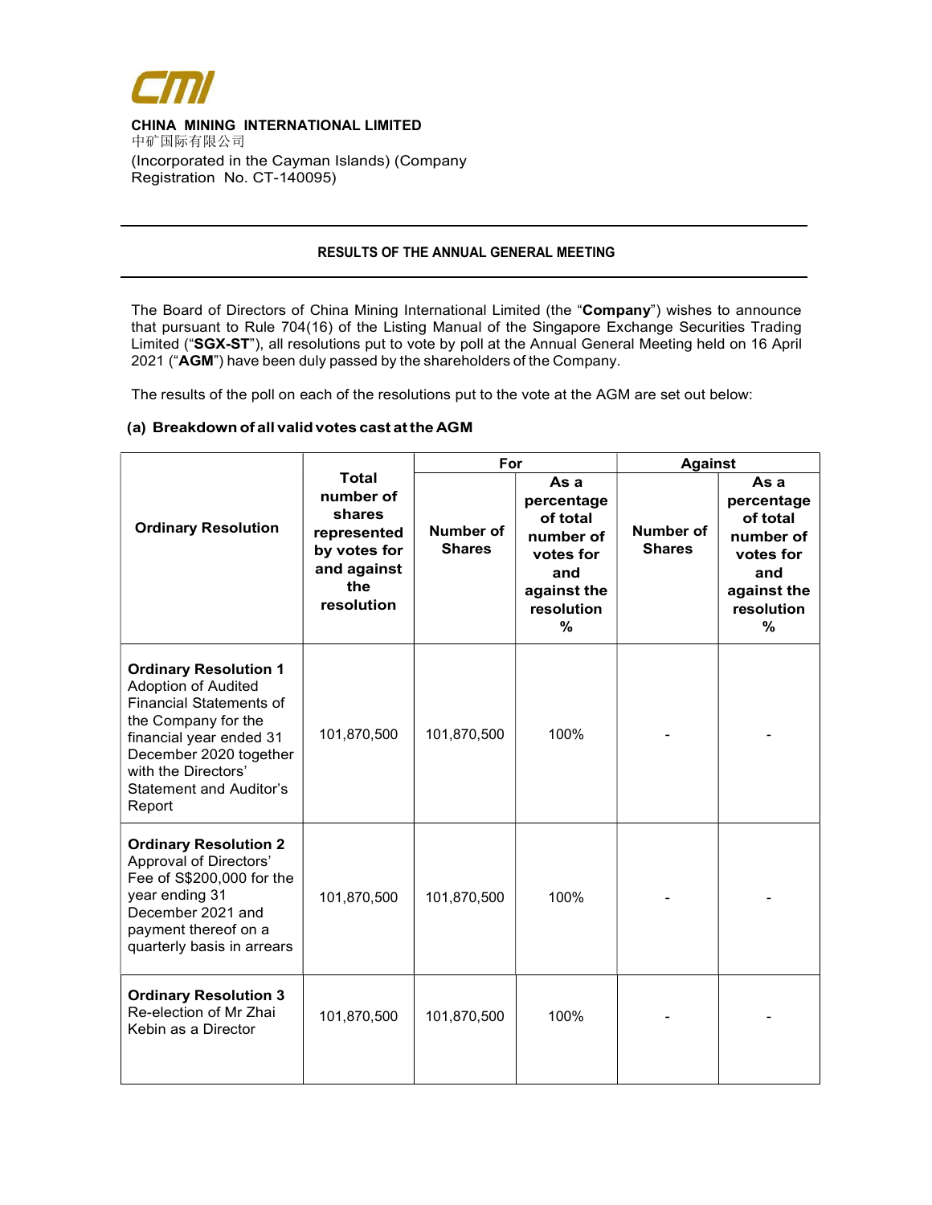**CHINA MINING INTERNATIONAL LIMITED**
中矿国际有限公司
(Incorporated in the Cayman Islands) (Company Registration No. CT-140095)

---

## RESULTS OF THE ANNUAL GENERAL MEETING

---

The Board of Directors of China Mining International Limited (the "**Company**") wishes to announce that pursuant to Rule 704(16) of the Listing Manual of the Singapore Exchange Securities Trading Limited ("**SGX-ST**"), all resolutions put to vote by poll at the Annual General Meeting held on 16 April 2021 ("**AGM**") have been duly passed by the shareholders of the Company.

The results of the poll on each of the resolutions put to the vote at the AGM are set out below:

### (a) Breakdown of all valid votes cast at the AGM

| Ordinary Resolution | Total number of shares represented by votes for and against the resolution | For | | Against | |
|---|---|---|---|---|---|
| | | Number of Shares | As a percentage of total number of votes for and against the resolution % | Number of Shares | As a percentage of total number of votes for and against the resolution % |
| **Ordinary Resolution 1** Adoption of Audited Financial Statements of the Company for the financial year ended 31 December 2020 together with the Directors' Statement and Auditor's Report | 101,870,500 | 101,870,500 | 100% | - | - |
| **Ordinary Resolution 2** Approval of Directors' Fee of S$200,000 for the year ending 31 December 2021 and payment thereof on a quarterly basis in arrears | 101,870,500 | 101,870,500 | 100% | - | - |
| **Ordinary Resolution 3** Re-election of Mr Zhai Kebin as a Director | 101,870,500 | 101,870,500 | 100% | - | - |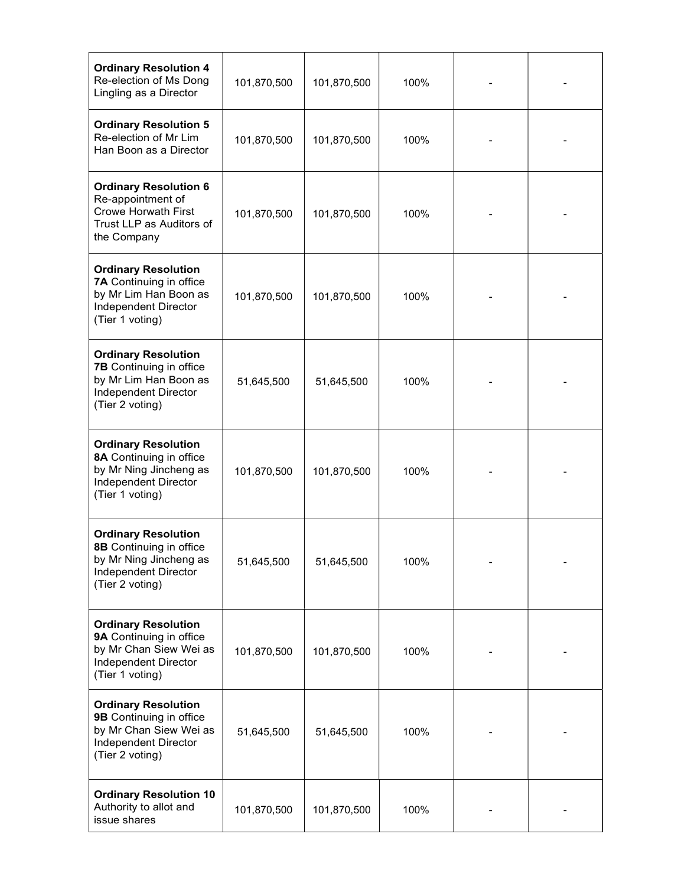| | | | | | |
|---|---|---|---|---|---|
| **Ordinary Resolution 4** Re-election of Ms Dong Lingling as a Director | 101,870,500 | 101,870,500 | 100% | - | - |
| **Ordinary Resolution 5** Re-election of Mr Lim Han Boon as a Director | 101,870,500 | 101,870,500 | 100% | - | - |
| **Ordinary Resolution 6** Re-appointment of Crowe Horwath First Trust LLP as Auditors of the Company | 101,870,500 | 101,870,500 | 100% | - | - |
| **Ordinary Resolution 7A** Continuing in office by Mr Lim Han Boon as Independent Director (Tier 1 voting) | 101,870,500 | 101,870,500 | 100% | - | - |
| **Ordinary Resolution 7B** Continuing in office by Mr Lim Han Boon as Independent Director (Tier 2 voting) | 51,645,500 | 51,645,500 | 100% | - | - |
| **Ordinary Resolution 8A** Continuing in office by Mr Ning Jincheng as Independent Director (Tier 1 voting) | 101,870,500 | 101,870,500 | 100% | - | - |
| **Ordinary Resolution 8B** Continuing in office by Mr Ning Jincheng as Independent Director (Tier 2 voting) | 51,645,500 | 51,645,500 | 100% | - | - |
| **Ordinary Resolution 9A** Continuing in office by Mr Chan Siew Wei as Independent Director (Tier 1 voting) | 101,870,500 | 101,870,500 | 100% | - | - |
| **Ordinary Resolution 9B** Continuing in office by Mr Chan Siew Wei as Independent Director (Tier 2 voting) | 51,645,500 | 51,645,500 | 100% | - | - |
| **Ordinary Resolution 10** Authority to allot and issue shares | 101,870,500 | 101,870,500 | 100% | - | - |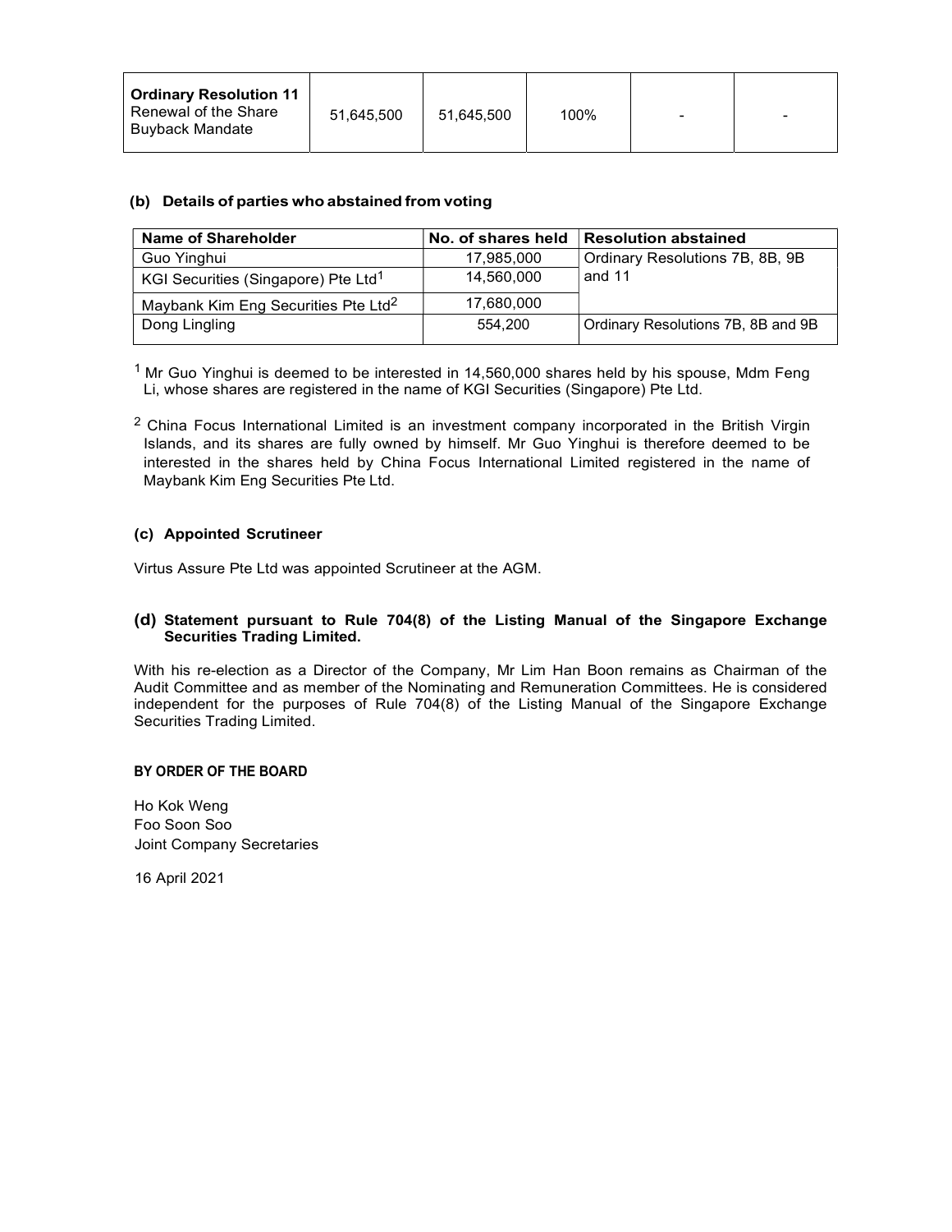| | | | | | |
|---|---|---|---|---|---|
| **Ordinary Resolution 11** Renewal of the Share Buyback Mandate | 51,645,500 | 51,645,500 | 100% | - | - |

**(b) Details of parties who abstained from voting**

| Name of Shareholder | No. of shares held | Resolution abstained |
|---|---|---|
| Guo Yinghui | 17,985,000 | Ordinary Resolutions 7B, 8B, 9B and 11 |
| KGI Securities (Singapore) Pte Ltd[1] | 14,560,000 | |
| Maybank Kim Eng Securities Pte Ltd[2] | 17,680,000 | |
| Dong Lingling | 554,200 | Ordinary Resolutions 7B, 8B and 9B |

[1] Mr Guo Yinghui is deemed to be interested in 14,560,000 shares held by his spouse, Mdm Feng Li, whose shares are registered in the name of KGI Securities (Singapore) Pte Ltd.

[2] China Focus International Limited is an investment company incorporated in the British Virgin Islands, and its shares are fully owned by himself. Mr Guo Yinghui is therefore deemed to be interested in the shares held by China Focus International Limited registered in the name of Maybank Kim Eng Securities Pte Ltd.

**(c) Appointed Scrutineer**

Virtus Assure Pte Ltd was appointed Scrutineer at the AGM.

**(d) Statement pursuant to Rule 704(8) of the Listing Manual of the Singapore Exchange Securities Trading Limited.**

With his re-election as a Director of the Company, Mr Lim Han Boon remains as Chairman of the Audit Committee and as member of the Nominating and Remuneration Committees. He is considered independent for the purposes of Rule 704(8) of the Listing Manual of the Singapore Exchange Securities Trading Limited.

**BY ORDER OF THE BOARD**

Ho Kok Weng
Foo Soon Soo
Joint Company Secretaries

16 April 2021